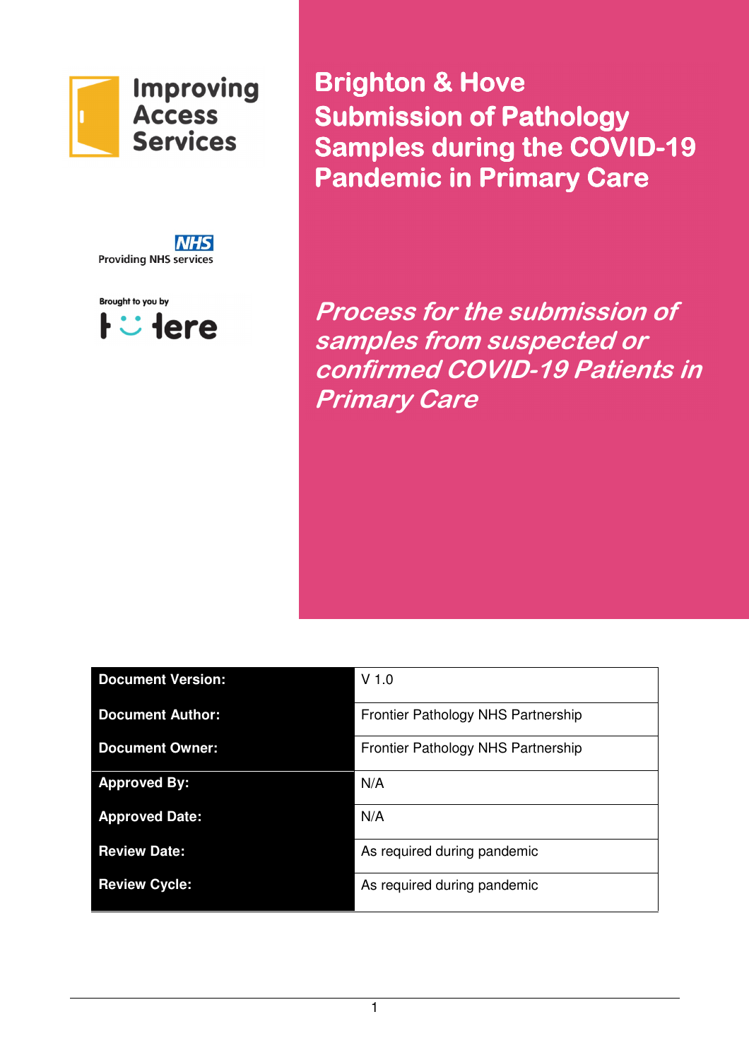Improving Access Services

Providing NHS services

Brought to you by Here

# Brighton & Hove Submission of Pathology Samples during the COVID-19 Pandemic in Primary Care

## *Process for the submission of samples from suspected or confirmed COVID-19 Patients in Primary Care*

| | |
|---|---|
| **Document Version:** | V 1.0 |
| **Document Author:** | Frontier Pathology NHS Partnership |
| **Document Owner:** | Frontier Pathology NHS Partnership |
| **Approved By:** | N/A |
| **Approved Date:** | N/A |
| **Review Date:** | As required during pandemic |
| **Review Cycle:** | As required during pandemic |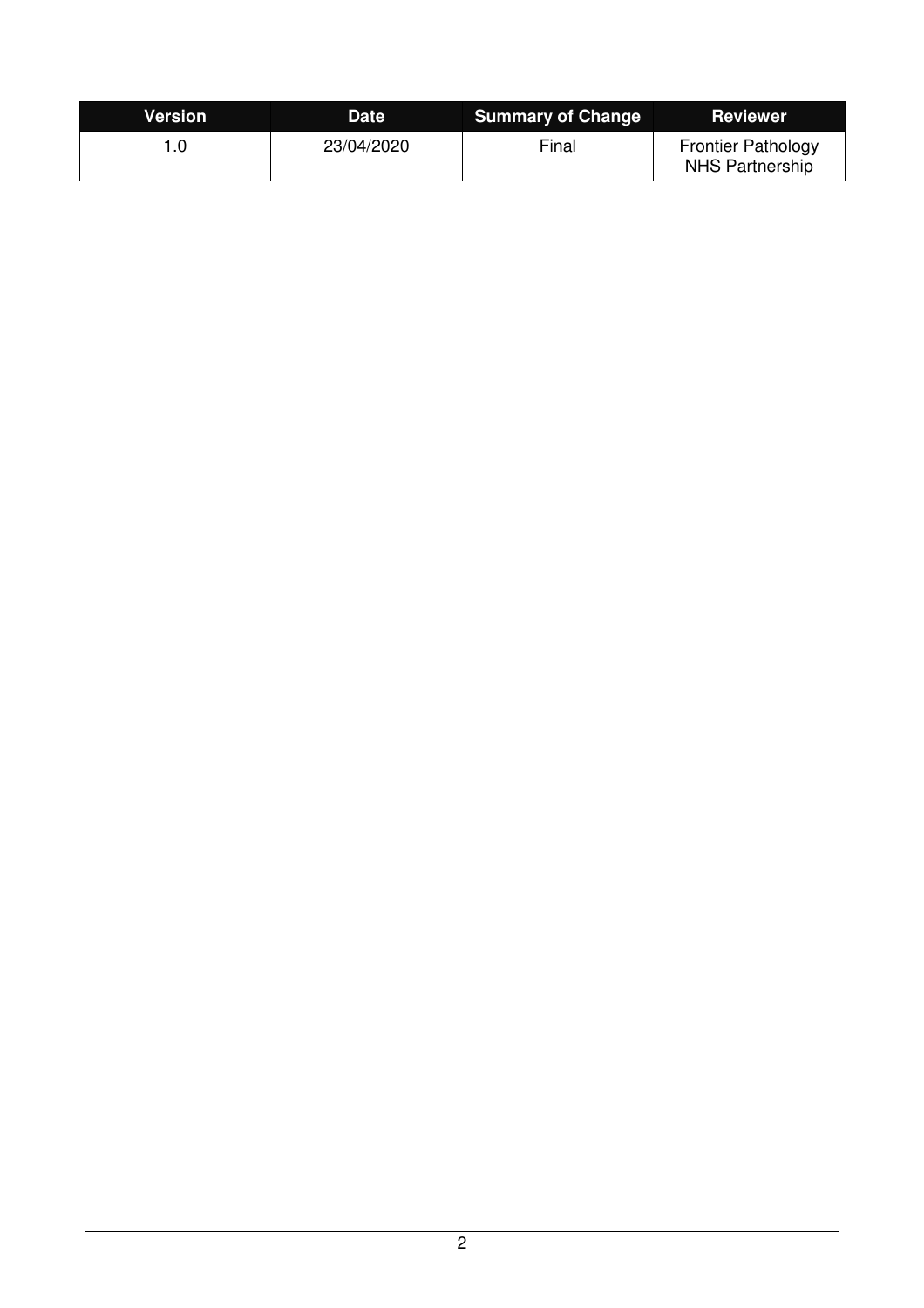| Version | Date | Summary of Change | Reviewer |
| --- | --- | --- | --- |
| 1.0 | 23/04/2020 | Final | Frontier Pathology NHS Partnership |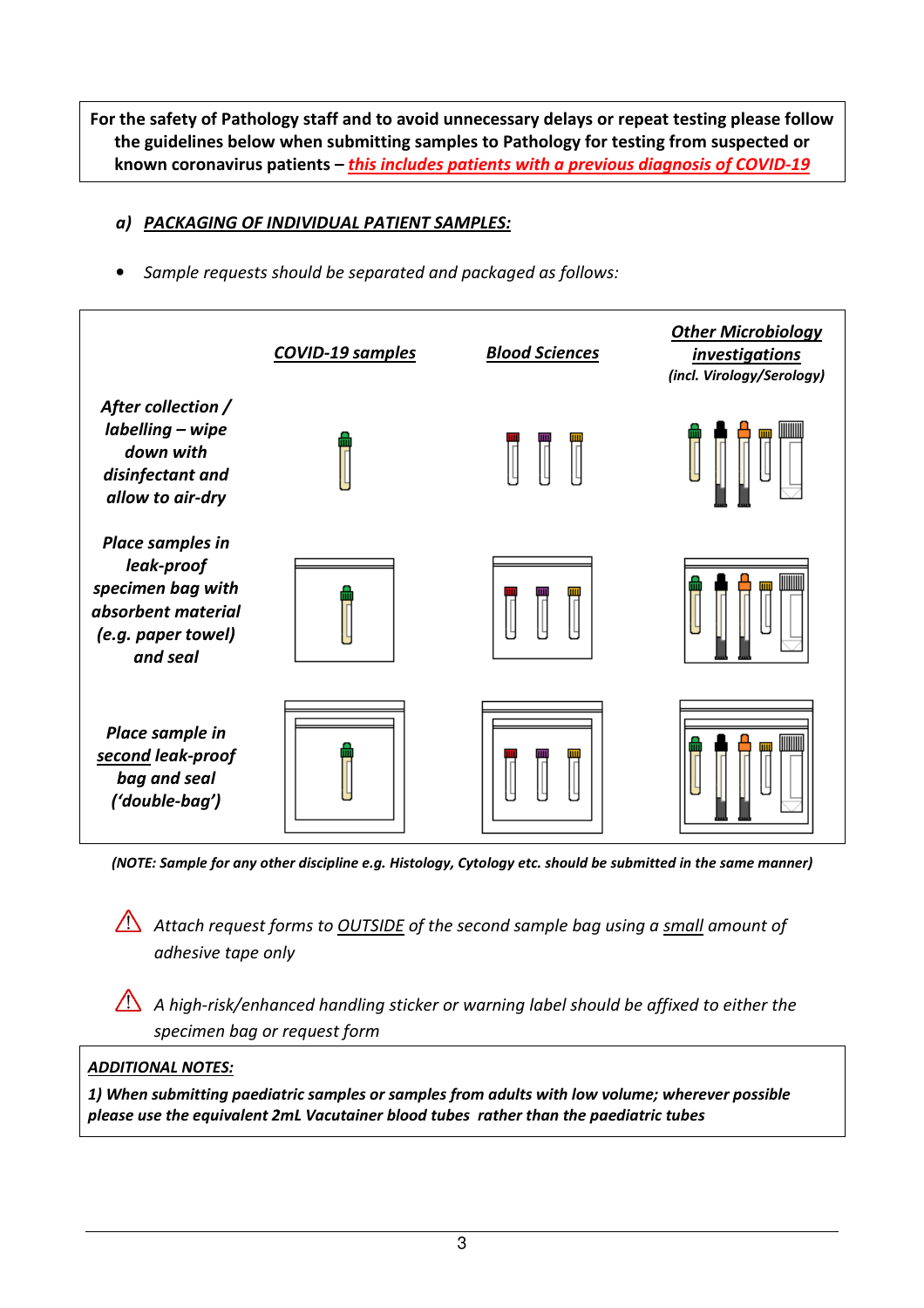**For the safety of Pathology staff and to avoid unnecessary delays or repeat testing please follow the guidelines below when submitting samples to Pathology for testing from suspected or known coronavirus patients – *this includes patients with a previous diagnosis of COVID-19***

### *a) PACKAGING OF INDIVIDUAL PATIENT SAMPLES:*

- *Sample requests should be separated and packaged as follows:*

| | ***COVID-19 samples*** | ***Blood Sciences*** | ***Other Microbiology investigations*** *(incl. Virology/Serology)* |
|---|---|---|---|
| ***After collection / labelling – wipe down with disinfectant and allow to air-dry*** | | | |
| ***Place samples in leak-proof specimen bag with absorbent material (e.g. paper towel) and seal*** | | | |
| ***Place sample in second leak-proof bag and seal ('double-bag')*** | | | |

***(NOTE: Sample for any other discipline e.g. Histology, Cytology etc. should be submitted in the same manner)***

⚠ *Attach request forms to OUTSIDE of the second sample bag using a small amount of adhesive tape only*

⚠ *A high-risk/enhanced handling sticker or warning label should be affixed to either the specimen bag or request form*

***ADDITIONAL NOTES:***

***1) When submitting paediatric samples or samples from adults with low volume; wherever possible please use the equivalent 2mL Vacutainer blood tubes rather than the paediatric tubes***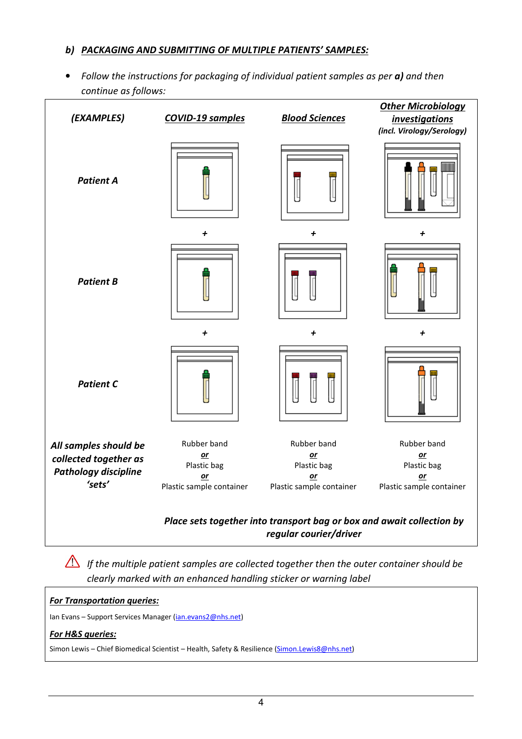### b) ***PACKAGING AND SUBMITTING OF MULTIPLE PATIENTS' SAMPLES:***

- *Follow the instructions for packaging of individual patient samples as per* ***a)*** *and then continue as follows:*

| ***(EXAMPLES)*** | ***COVID-19 samples*** | ***Blood Sciences*** | ***Other Microbiology investigations*** ***(incl. Virology/Serology)*** |
|---|---|---|---|
| ***Patient A*** | | | |
| | + | + | + |
| ***Patient B*** | | | |
| | + | + | + |
| ***Patient C*** | | | |
| ***All samples should be collected together as Pathology discipline 'sets'*** | Rubber band ***or*** Plastic bag ***or*** Plastic sample container | Rubber band ***or*** Plastic bag ***or*** Plastic sample container | Rubber band ***or*** Plastic bag ***or*** Plastic sample container |

***Place sets together into transport bag or box and await collection by regular courier/driver***

⚠ *If the multiple patient samples are collected together then the outer container should be clearly marked with an enhanced handling sticker or warning label*

***For Transportation queries:***

Ian Evans – Support Services Manager (ian.evans2@nhs.net)

***For H&S queries:***

Simon Lewis – Chief Biomedical Scientist – Health, Safety & Resilience (Simon.Lewis8@nhs.net)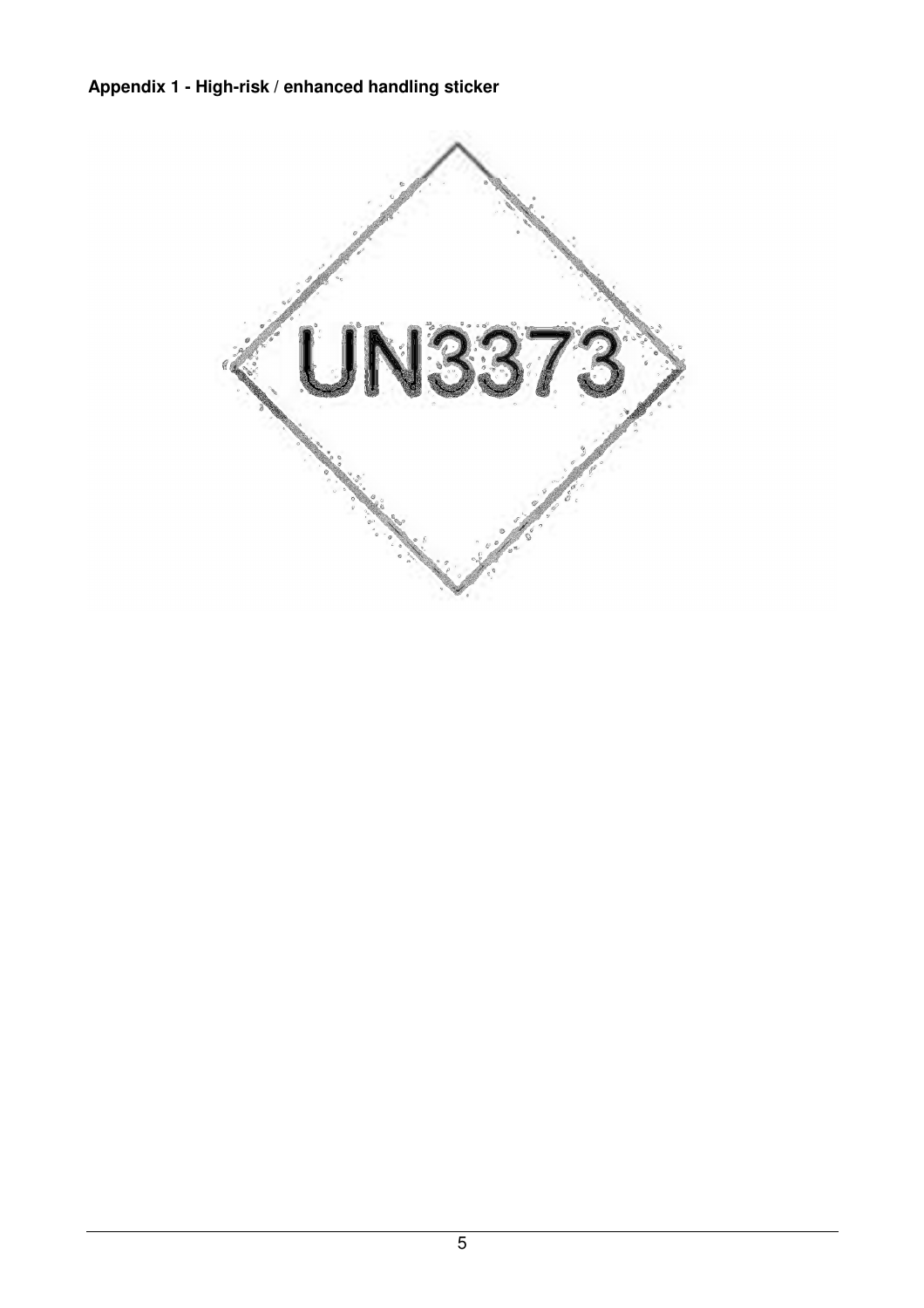**Appendix 1 - High-risk / enhanced handling sticker**

UN3373